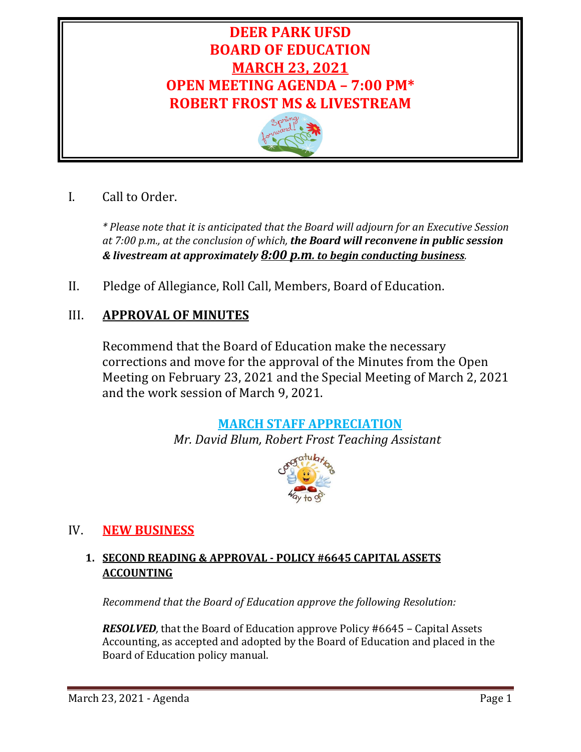# DEER PARK UFSD
# BOARD OF EDUCATION
# MARCH 23, 2021
# OPEN MEETING AGENDA – 7:00 PM*
# ROBERT FROST MS & LIVESTREAM

I. Call to Order.

*\* Please note that it is anticipated that the Board will adjourn for an Executive Session at 7:00 p.m., at the conclusion of which,* ***the Board will reconvene in public session & livestream at approximately 8:00 p.m. to begin conducting business****.*

II. Pledge of Allegiance, Roll Call, Members, Board of Education.

## III. APPROVAL OF MINUTES

Recommend that the Board of Education make the necessary corrections and move for the approval of the Minutes from the Open Meeting on February 23, 2021 and the Special Meeting of March 2, 2021 and the work session of March 9, 2021.

**MARCH STAFF APPRECIATION**

*Mr. David Blum, Robert Frost Teaching Assistant*

## IV. NEW BUSINESS

### 1. SECOND READING & APPROVAL - POLICY #6645 CAPITAL ASSETS ACCOUNTING

*Recommend that the Board of Education approve the following Resolution:*

***RESOLVED****,* that the Board of Education approve Policy #6645 – Capital Assets Accounting, as accepted and adopted by the Board of Education and placed in the Board of Education policy manual.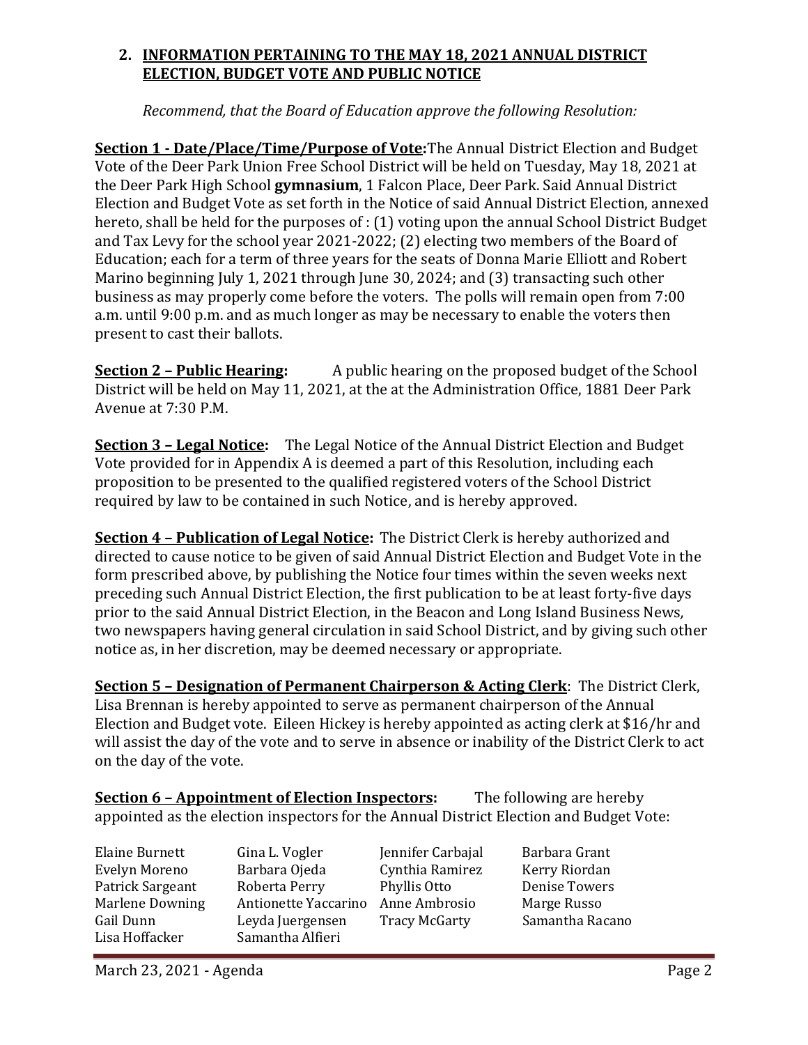## 2. INFORMATION PERTAINING TO THE MAY 18, 2021 ANNUAL DISTRICT ELECTION, BUDGET VOTE AND PUBLIC NOTICE

*Recommend, that the Board of Education approve the following Resolution:*

**Section 1 - Date/Place/Time/Purpose of Vote:** The Annual District Election and Budget Vote of the Deer Park Union Free School District will be held on Tuesday, May 18, 2021 at the Deer Park High School **gymnasium**, 1 Falcon Place, Deer Park. Said Annual District Election and Budget Vote as set forth in the Notice of said Annual District Election, annexed hereto, shall be held for the purposes of : (1) voting upon the annual School District Budget and Tax Levy for the school year 2021-2022; (2) electing two members of the Board of Education; each for a term of three years for the seats of Donna Marie Elliott and Robert Marino beginning July 1, 2021 through June 30, 2024; and (3) transacting such other business as may properly come before the voters. The polls will remain open from 7:00 a.m. until 9:00 p.m. and as much longer as may be necessary to enable the voters then present to cast their ballots.

**Section 2 – Public Hearing:** A public hearing on the proposed budget of the School District will be held on May 11, 2021, at the at the Administration Office, 1881 Deer Park Avenue at 7:30 P.M.

**Section 3 – Legal Notice:** The Legal Notice of the Annual District Election and Budget Vote provided for in Appendix A is deemed a part of this Resolution, including each proposition to be presented to the qualified registered voters of the School District required by law to be contained in such Notice, and is hereby approved.

**Section 4 – Publication of Legal Notice:** The District Clerk is hereby authorized and directed to cause notice to be given of said Annual District Election and Budget Vote in the form prescribed above, by publishing the Notice four times within the seven weeks next preceding such Annual District Election, the first publication to be at least forty-five days prior to the said Annual District Election, in the Beacon and Long Island Business News, two newspapers having general circulation in said School District, and by giving such other notice as, in her discretion, may be deemed necessary or appropriate.

**Section 5 – Designation of Permanent Chairperson & Acting Clerk**: The District Clerk, Lisa Brennan is hereby appointed to serve as permanent chairperson of the Annual Election and Budget vote. Eileen Hickey is hereby appointed as acting clerk at $16/hr and will assist the day of the vote and to serve in absence or inability of the District Clerk to act on the day of the vote.

**Section 6 – Appointment of Election Inspectors:** The following are hereby appointed as the election inspectors for the Annual District Election and Budget Vote:

| | | | |
|---|---|---|---|
| Elaine Burnett | Gina L. Vogler | Jennifer Carbajal | Barbara Grant |
| Evelyn Moreno | Barbara Ojeda | Cynthia Ramirez | Kerry Riordan |
| Patrick Sargeant | Roberta Perry | Phyllis Otto | Denise Towers |
| Marlene Downing | Antionette Yaccarino | Anne Ambrosio | Marge Russo |
| Gail Dunn | Leyda Juergensen | Tracy McGarty | Samantha Racano |
| Lisa Hoffacker | Samantha Alfieri | | |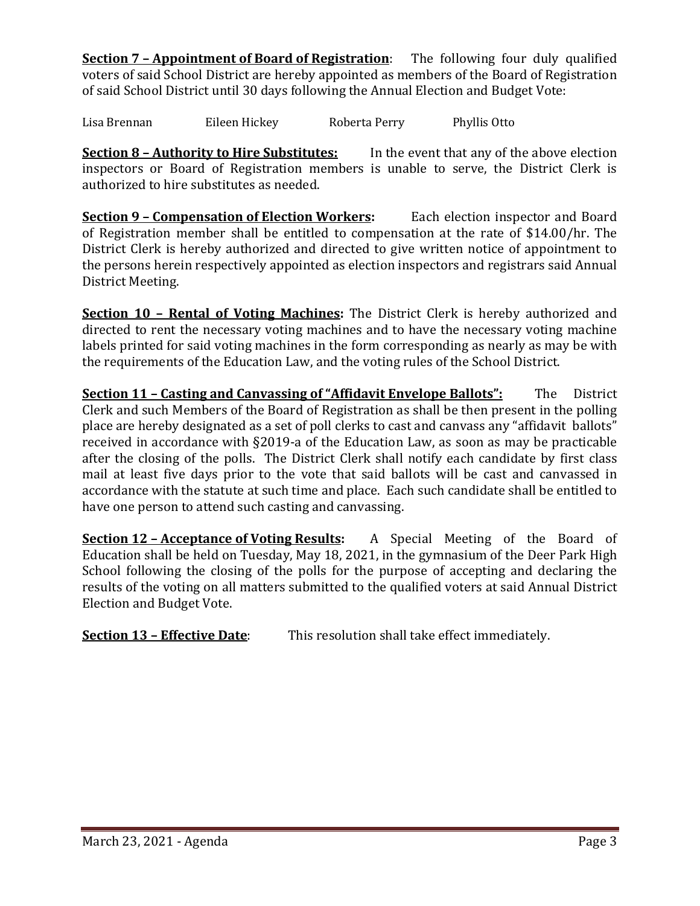**<u>Section 7 – Appointment of Board of Registration</u>**: The following four duly qualified voters of said School District are hereby appointed as members of the Board of Registration of said School District until 30 days following the Annual Election and Budget Vote:

Lisa Brennan Eileen Hickey Roberta Perry Phyllis Otto

**<u>Section 8 – Authority to Hire Substitutes:</u>** In the event that any of the above election inspectors or Board of Registration members is unable to serve, the District Clerk is authorized to hire substitutes as needed.

**<u>Section 9 – Compensation of Election Workers</u>:** Each election inspector and Board of Registration member shall be entitled to compensation at the rate of $14.00/hr. The District Clerk is hereby authorized and directed to give written notice of appointment to the persons herein respectively appointed as election inspectors and registrars said Annual District Meeting.

**<u>Section 10 – Rental of Voting Machines</u>:** The District Clerk is hereby authorized and directed to rent the necessary voting machines and to have the necessary voting machine labels printed for said voting machines in the form corresponding as nearly as may be with the requirements of the Education Law, and the voting rules of the School District.

**<u>Section 11 – Casting and Canvassing of "Affidavit Envelope Ballots"</u>:** The District Clerk and such Members of the Board of Registration as shall be then present in the polling place are hereby designated as a set of poll clerks to cast and canvass any "affidavit ballots" received in accordance with §2019-a of the Education Law, as soon as may be practicable after the closing of the polls. The District Clerk shall notify each candidate by first class mail at least five days prior to the vote that said ballots will be cast and canvassed in accordance with the statute at such time and place. Each such candidate shall be entitled to have one person to attend such casting and canvassing.

**<u>Section 12 – Acceptance of Voting Results</u>:** A Special Meeting of the Board of Education shall be held on Tuesday, May 18, 2021, in the gymnasium of the Deer Park High School following the closing of the polls for the purpose of accepting and declaring the results of the voting on all matters submitted to the qualified voters at said Annual District Election and Budget Vote.

**<u>Section 13 – Effective Date</u>**: This resolution shall take effect immediately.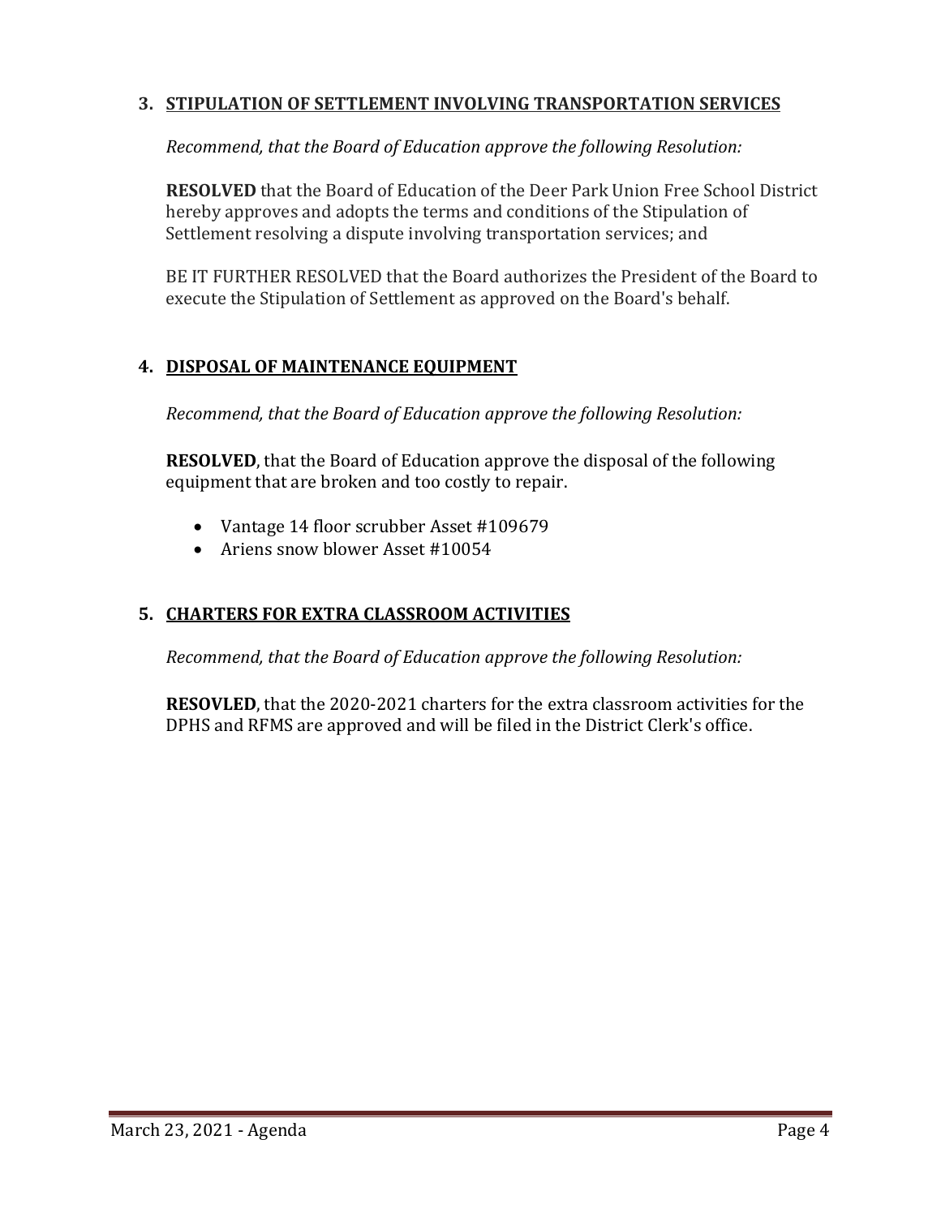### 3. STIPULATION OF SETTLEMENT INVOLVING TRANSPORTATION SERVICES

*Recommend, that the Board of Education approve the following Resolution:*

**RESOLVED** that the Board of Education of the Deer Park Union Free School District hereby approves and adopts the terms and conditions of the Stipulation of Settlement resolving a dispute involving transportation services; and

BE IT FURTHER RESOLVED that the Board authorizes the President of the Board to execute the Stipulation of Settlement as approved on the Board's behalf.

### 4. DISPOSAL OF MAINTENANCE EQUIPMENT

*Recommend, that the Board of Education approve the following Resolution:*

**RESOLVED**, that the Board of Education approve the disposal of the following equipment that are broken and too costly to repair.

- Vantage 14 floor scrubber Asset #109679
- Ariens snow blower Asset #10054

### 5. CHARTERS FOR EXTRA CLASSROOM ACTIVITIES

*Recommend, that the Board of Education approve the following Resolution:*

**RESOVLED**, that the 2020-2021 charters for the extra classroom activities for the DPHS and RFMS are approved and will be filed in the District Clerk's office.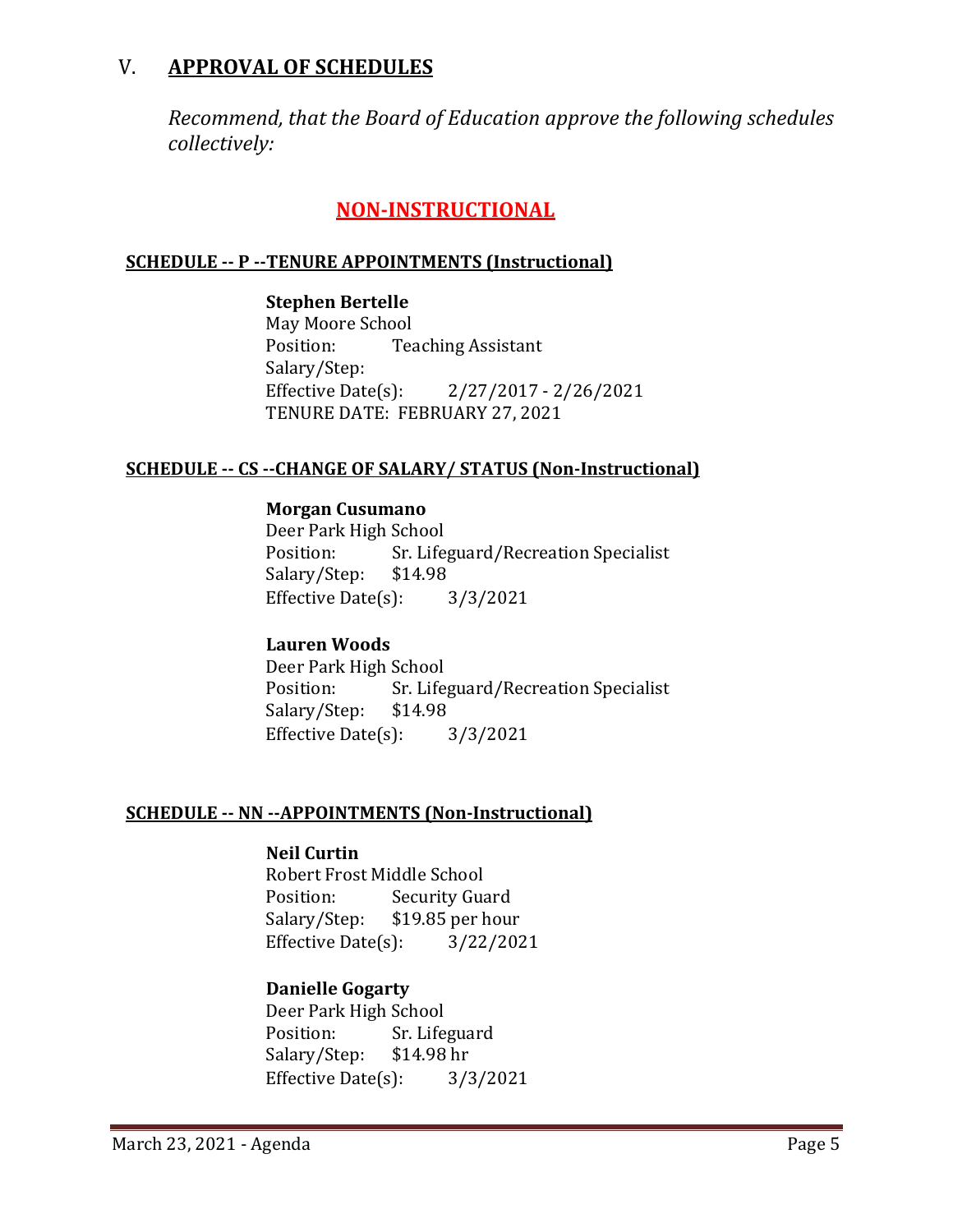## V. **APPROVAL OF SCHEDULES**

*Recommend, that the Board of Education approve the following schedules collectively:*

### **NON-INSTRUCTIONAL**

**SCHEDULE -- P --TENURE APPOINTMENTS (Instructional)**

**Stephen Bertelle**
May Moore School
Position: Teaching Assistant
Salary/Step:
Effective Date(s): 2/27/2017 - 2/26/2021
TENURE DATE: FEBRUARY 27, 2021

**SCHEDULE -- CS --CHANGE OF SALARY/ STATUS (Non-Instructional)**

**Morgan Cusumano**
Deer Park High School
Position: Sr. Lifeguard/Recreation Specialist
Salary/Step: $14.98
Effective Date(s): 3/3/2021

**Lauren Woods**
Deer Park High School
Position: Sr. Lifeguard/Recreation Specialist
Salary/Step: $14.98
Effective Date(s): 3/3/2021

**SCHEDULE -- NN --APPOINTMENTS (Non-Instructional)**

**Neil Curtin**
Robert Frost Middle School
Position: Security Guard
Salary/Step: $19.85 per hour
Effective Date(s): 3/22/2021

**Danielle Gogarty**
Deer Park High School
Position: Sr. Lifeguard
Salary/Step: $14.98 hr
Effective Date(s): 3/3/2021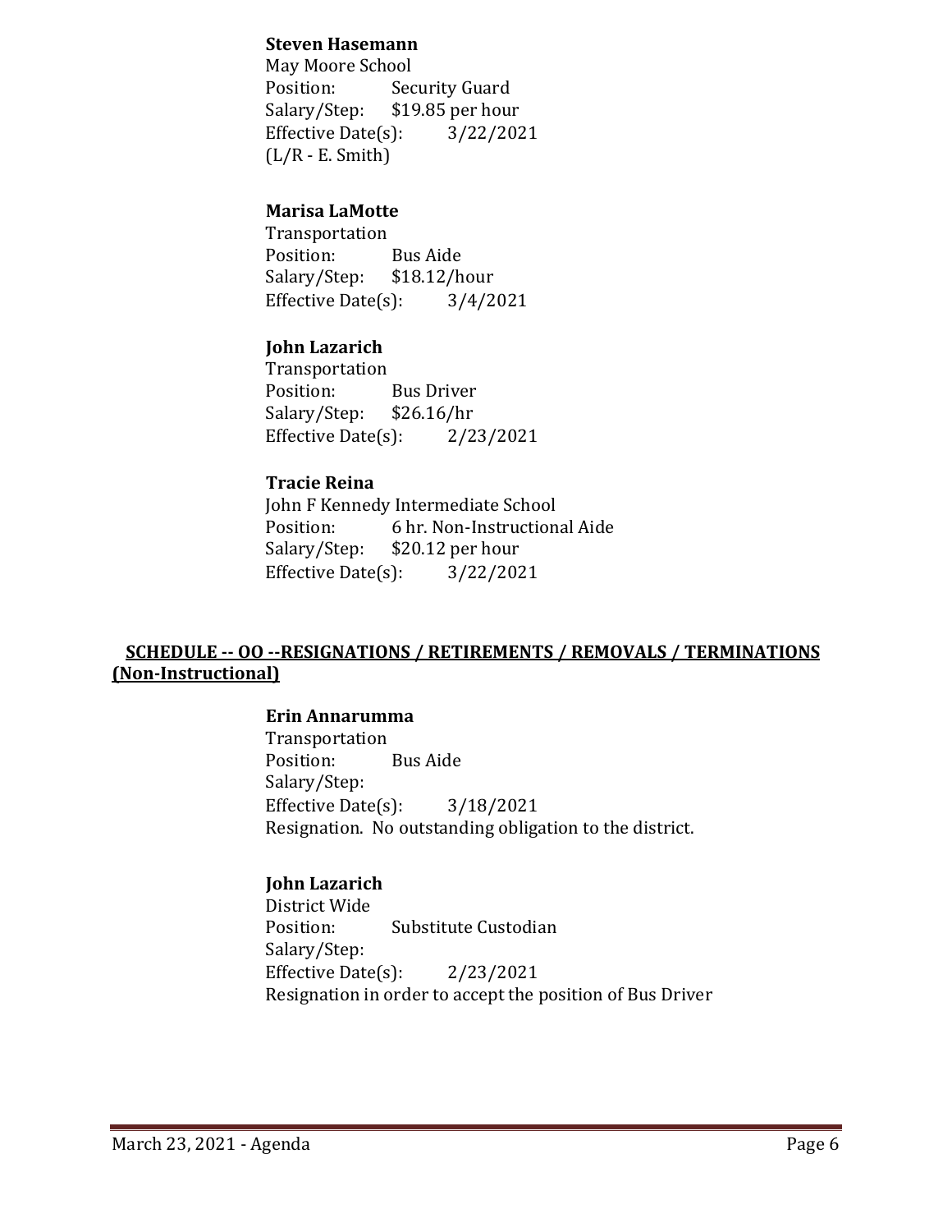**Steven Hasemann**
May Moore School
Position: Security Guard
Salary/Step: $19.85 per hour
Effective Date(s): 3/22/2021
(L/R - E. Smith)

**Marisa LaMotte**
Transportation
Position: Bus Aide
Salary/Step: $18.12/hour
Effective Date(s): 3/4/2021

**John Lazarich**
Transportation
Position: Bus Driver
Salary/Step: $26.16/hr
Effective Date(s): 2/23/2021

**Tracie Reina**
John F Kennedy Intermediate School
Position: 6 hr. Non-Instructional Aide
Salary/Step: $20.12 per hour
Effective Date(s): 3/22/2021

## SCHEDULE -- OO --RESIGNATIONS / RETIREMENTS / REMOVALS / TERMINATIONS (Non-Instructional)

**Erin Annarumma**
Transportation
Position: Bus Aide
Salary/Step:
Effective Date(s): 3/18/2021
Resignation. No outstanding obligation to the district.

**John Lazarich**
District Wide
Position: Substitute Custodian
Salary/Step:
Effective Date(s): 2/23/2021
Resignation in order to accept the position of Bus Driver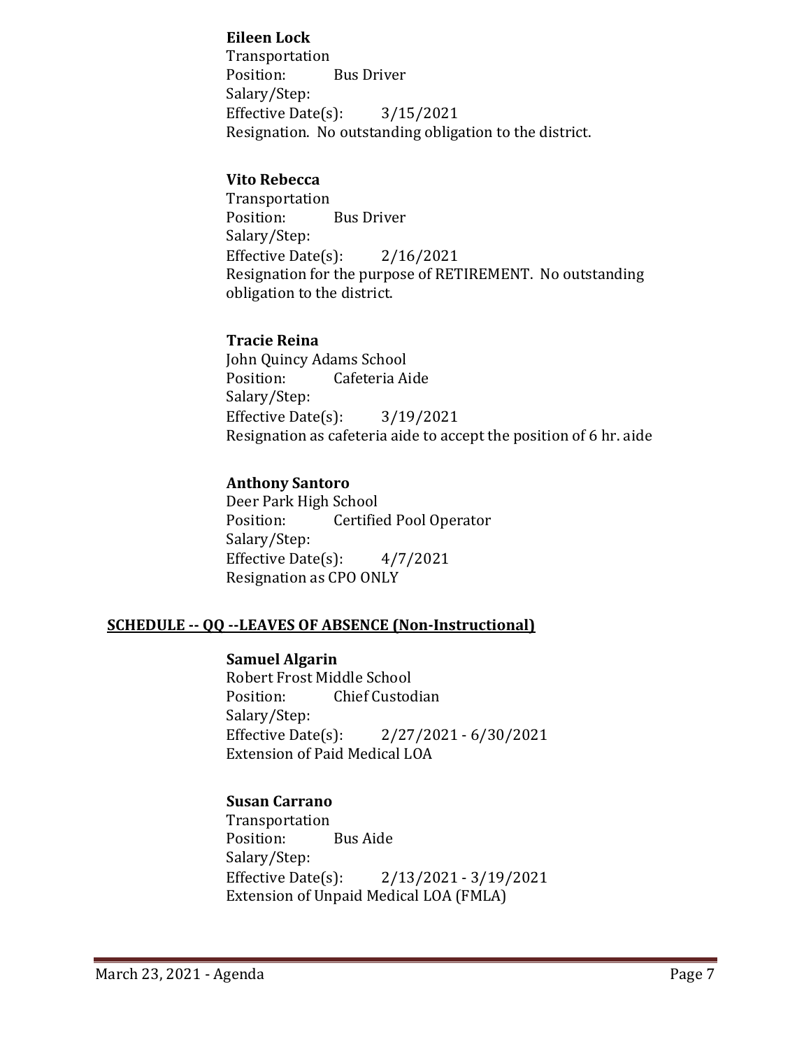**Eileen Lock**
Transportation
Position: Bus Driver
Salary/Step:
Effective Date(s): 3/15/2021
Resignation. No outstanding obligation to the district.

**Vito Rebecca**
Transportation
Position: Bus Driver
Salary/Step:
Effective Date(s): 2/16/2021
Resignation for the purpose of RETIREMENT. No outstanding obligation to the district.

**Tracie Reina**
John Quincy Adams School
Position: Cafeteria Aide
Salary/Step:
Effective Date(s): 3/19/2021
Resignation as cafeteria aide to accept the position of 6 hr. aide

**Anthony Santoro**
Deer Park High School
Position: Certified Pool Operator
Salary/Step:
Effective Date(s): 4/7/2021
Resignation as CPO ONLY

## SCHEDULE -- QQ --LEAVES OF ABSENCE (Non-Instructional)

**Samuel Algarin**
Robert Frost Middle School
Position: Chief Custodian
Salary/Step:
Effective Date(s): 2/27/2021 - 6/30/2021
Extension of Paid Medical LOA

**Susan Carrano**
Transportation
Position: Bus Aide
Salary/Step:
Effective Date(s): 2/13/2021 - 3/19/2021
Extension of Unpaid Medical LOA (FMLA)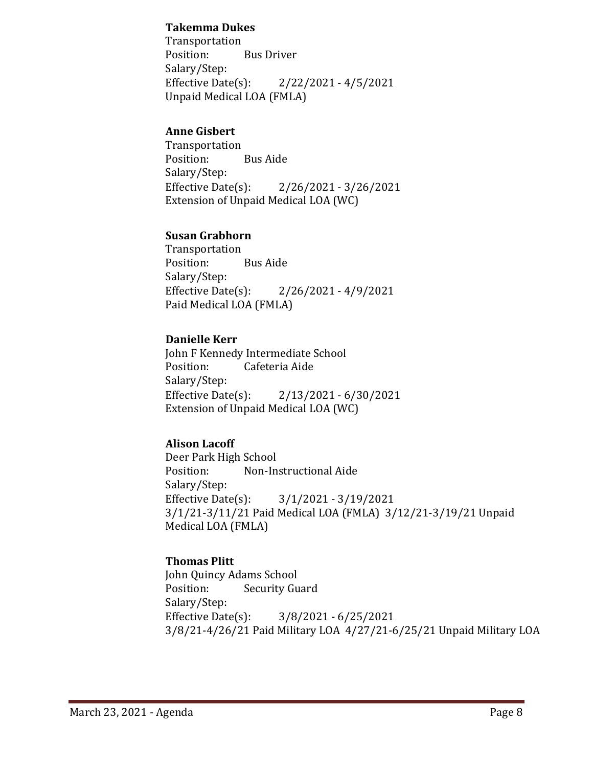**Takemma Dukes**
Transportation
Position: Bus Driver
Salary/Step:
Effective Date(s): 2/22/2021 - 4/5/2021
Unpaid Medical LOA (FMLA)

**Anne Gisbert**
Transportation
Position: Bus Aide
Salary/Step:
Effective Date(s): 2/26/2021 - 3/26/2021
Extension of Unpaid Medical LOA (WC)

**Susan Grabhorn**
Transportation
Position: Bus Aide
Salary/Step:
Effective Date(s): 2/26/2021 - 4/9/2021
Paid Medical LOA (FMLA)

**Danielle Kerr**
John F Kennedy Intermediate School
Position: Cafeteria Aide
Salary/Step:
Effective Date(s): 2/13/2021 - 6/30/2021
Extension of Unpaid Medical LOA (WC)

**Alison Lacoff**
Deer Park High School
Position: Non-Instructional Aide
Salary/Step:
Effective Date(s): 3/1/2021 - 3/19/2021
3/1/21-3/11/21 Paid Medical LOA (FMLA) 3/12/21-3/19/21 Unpaid Medical LOA (FMLA)

**Thomas Plitt**
John Quincy Adams School
Position: Security Guard
Salary/Step:
Effective Date(s): 3/8/2021 - 6/25/2021
3/8/21-4/26/21 Paid Military LOA 4/27/21-6/25/21 Unpaid Military LOA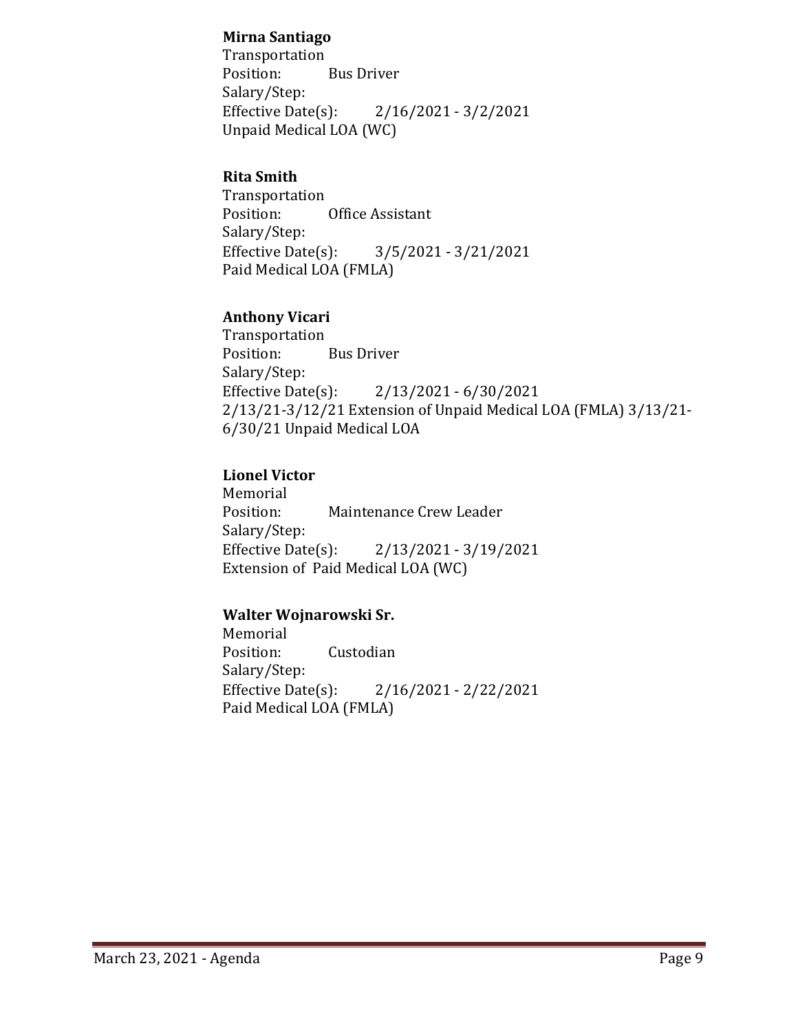**Mirna Santiago**
Transportation
Position: Bus Driver
Salary/Step:
Effective Date(s): 2/16/2021 - 3/2/2021
Unpaid Medical LOA (WC)

**Rita Smith**
Transportation
Position: Office Assistant
Salary/Step:
Effective Date(s): 3/5/2021 - 3/21/2021
Paid Medical LOA (FMLA)

**Anthony Vicari**
Transportation
Position: Bus Driver
Salary/Step:
Effective Date(s): 2/13/2021 - 6/30/2021
2/13/21-3/12/21 Extension of Unpaid Medical LOA (FMLA) 3/13/21-6/30/21 Unpaid Medical LOA

**Lionel Victor**
Memorial
Position: Maintenance Crew Leader
Salary/Step:
Effective Date(s): 2/13/2021 - 3/19/2021
Extension of Paid Medical LOA (WC)

**Walter Wojnarowski Sr.**
Memorial
Position: Custodian
Salary/Step:
Effective Date(s): 2/16/2021 - 2/22/2021
Paid Medical LOA (FMLA)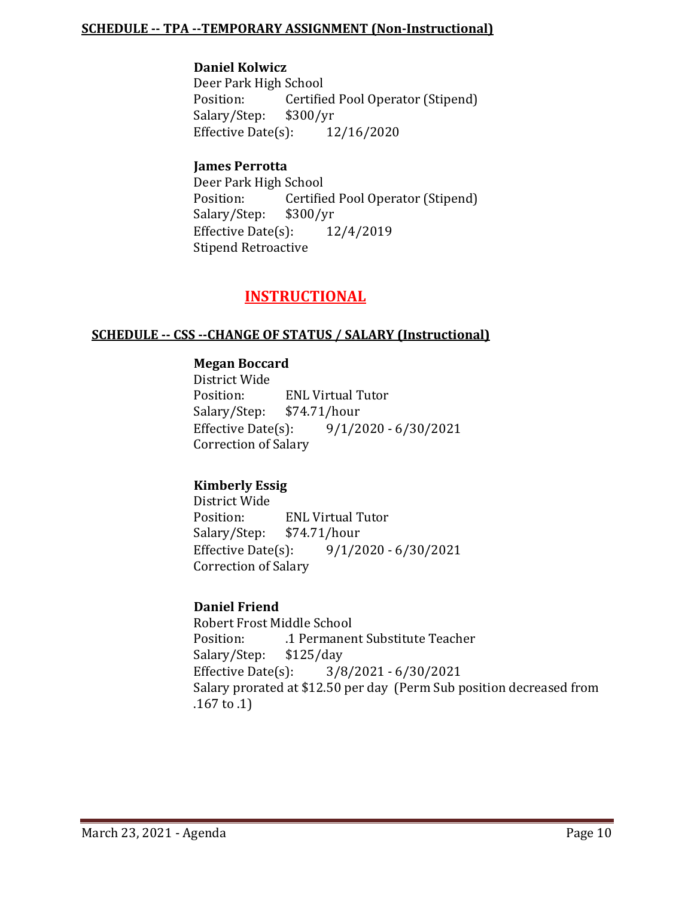**SCHEDULE -- TPA --TEMPORARY ASSIGNMENT (Non-Instructional)**

**Daniel Kolwicz**
Deer Park High School
Position: Certified Pool Operator (Stipend)
Salary/Step: $300/yr
Effective Date(s): 12/16/2020

**James Perrotta**
Deer Park High School
Position: Certified Pool Operator (Stipend)
Salary/Step: $300/yr
Effective Date(s): 12/4/2019
Stipend Retroactive

# INSTRUCTIONAL

**SCHEDULE -- CSS --CHANGE OF STATUS / SALARY (Instructional)**

**Megan Boccard**
District Wide
Position: ENL Virtual Tutor
Salary/Step: $74.71/hour
Effective Date(s): 9/1/2020 - 6/30/2021
Correction of Salary

**Kimberly Essig**
District Wide
Position: ENL Virtual Tutor
Salary/Step: $74.71/hour
Effective Date(s): 9/1/2020 - 6/30/2021
Correction of Salary

**Daniel Friend**
Robert Frost Middle School
Position: .1 Permanent Substitute Teacher
Salary/Step: $125/day
Effective Date(s): 3/8/2021 - 6/30/2021
Salary prorated at $12.50 per day (Perm Sub position decreased from .167 to .1)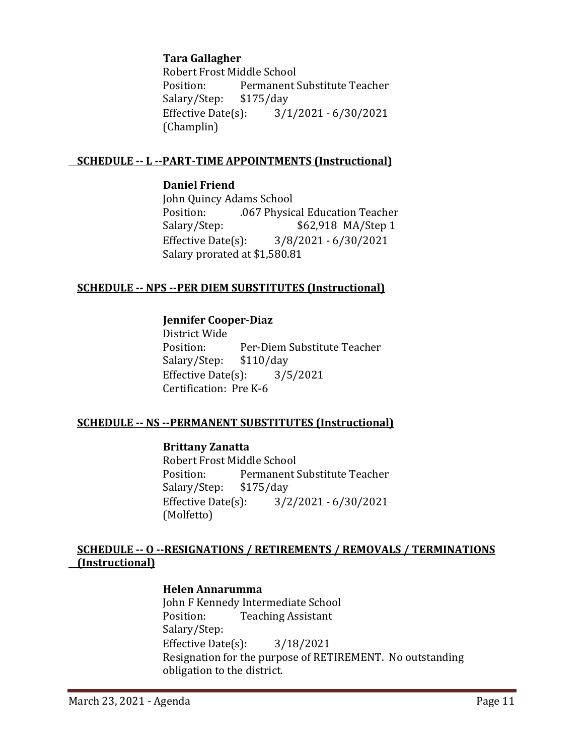**Tara Gallagher**
Robert Frost Middle School
Position: Permanent Substitute Teacher
Salary/Step: $175/day
Effective Date(s): 3/1/2021 - 6/30/2021
(Champlin)

## SCHEDULE -- L --PART-TIME APPOINTMENTS (Instructional)

**Daniel Friend**
John Quincy Adams School
Position: .067 Physical Education Teacher
Salary/Step: $62,918 MA/Step 1
Effective Date(s): 3/8/2021 - 6/30/2021
Salary prorated at $1,580.81

## SCHEDULE -- NPS --PER DIEM SUBSTITUTES (Instructional)

**Jennifer Cooper-Diaz**
District Wide
Position: Per-Diem Substitute Teacher
Salary/Step: $110/day
Effective Date(s): 3/5/2021
Certification: Pre K-6

## SCHEDULE -- NS --PERMANENT SUBSTITUTES (Instructional)

**Brittany Zanatta**
Robert Frost Middle School
Position: Permanent Substitute Teacher
Salary/Step: $175/day
Effective Date(s): 3/2/2021 - 6/30/2021
(Molfetto)

## SCHEDULE -- O --RESIGNATIONS / RETIREMENTS / REMOVALS / TERMINATIONS (Instructional)

**Helen Annarumma**
John F Kennedy Intermediate School
Position: Teaching Assistant
Salary/Step:
Effective Date(s): 3/18/2021
Resignation for the purpose of RETIREMENT. No outstanding obligation to the district.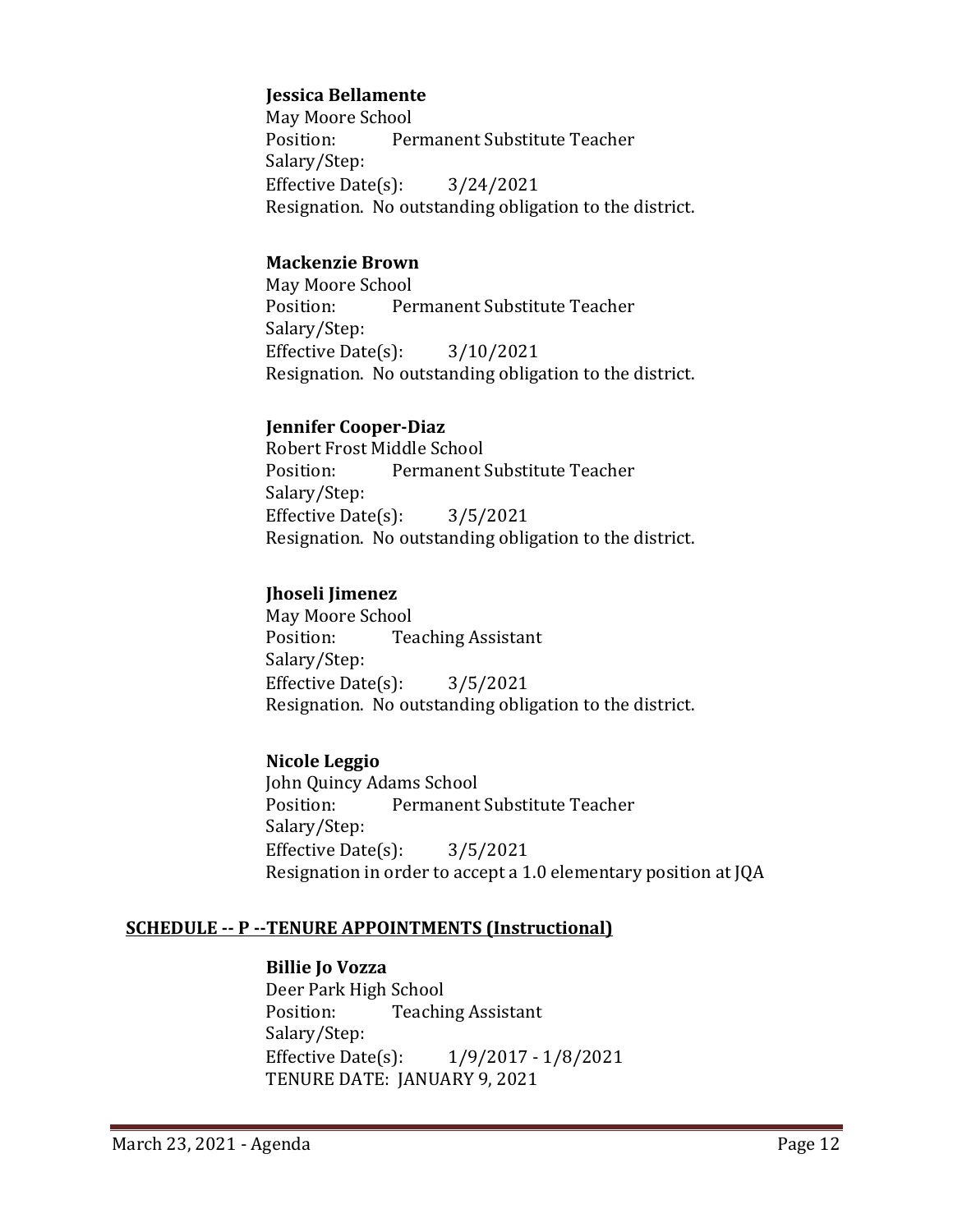**Jessica Bellamente**
May Moore School
Position: Permanent Substitute Teacher
Salary/Step:
Effective Date(s): 3/24/2021
Resignation. No outstanding obligation to the district.

**Mackenzie Brown**
May Moore School
Position: Permanent Substitute Teacher
Salary/Step:
Effective Date(s): 3/10/2021
Resignation. No outstanding obligation to the district.

**Jennifer Cooper-Diaz**
Robert Frost Middle School
Position: Permanent Substitute Teacher
Salary/Step:
Effective Date(s): 3/5/2021
Resignation. No outstanding obligation to the district.

**Jhoseli Jimenez**
May Moore School
Position: Teaching Assistant
Salary/Step:
Effective Date(s): 3/5/2021
Resignation. No outstanding obligation to the district.

**Nicole Leggio**
John Quincy Adams School
Position: Permanent Substitute Teacher
Salary/Step:
Effective Date(s): 3/5/2021
Resignation in order to accept a 1.0 elementary position at JQA

## SCHEDULE -- P --TENURE APPOINTMENTS (Instructional)

**Billie Jo Vozza**
Deer Park High School
Position: Teaching Assistant
Salary/Step:
Effective Date(s): 1/9/2017 - 1/8/2021
TENURE DATE: JANUARY 9, 2021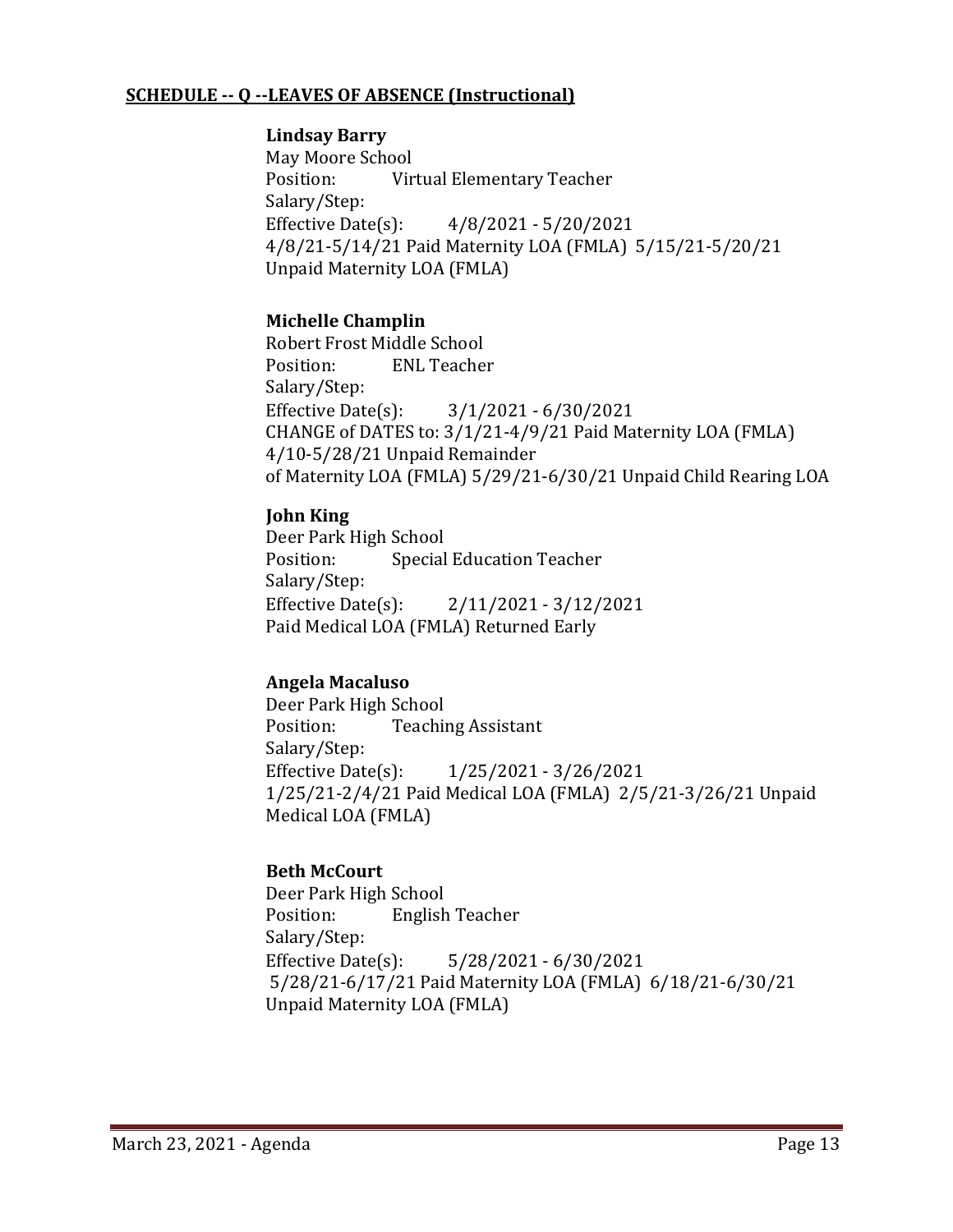**SCHEDULE -- Q --LEAVES OF ABSENCE (Instructional)**

**Lindsay Barry**
May Moore School
Position: Virtual Elementary Teacher
Salary/Step:
Effective Date(s): 4/8/2021 - 5/20/2021
4/8/21-5/14/21 Paid Maternity LOA (FMLA) 5/15/21-5/20/21 Unpaid Maternity LOA (FMLA)

**Michelle Champlin**
Robert Frost Middle School
Position: ENL Teacher
Salary/Step:
Effective Date(s): 3/1/2021 - 6/30/2021
CHANGE of DATES to: 3/1/21-4/9/21 Paid Maternity LOA (FMLA) 4/10-5/28/21 Unpaid Remainder of Maternity LOA (FMLA) 5/29/21-6/30/21 Unpaid Child Rearing LOA

**John King**
Deer Park High School
Position: Special Education Teacher
Salary/Step:
Effective Date(s): 2/11/2021 - 3/12/2021
Paid Medical LOA (FMLA) Returned Early

**Angela Macaluso**
Deer Park High School
Position: Teaching Assistant
Salary/Step:
Effective Date(s): 1/25/2021 - 3/26/2021
1/25/21-2/4/21 Paid Medical LOA (FMLA) 2/5/21-3/26/21 Unpaid Medical LOA (FMLA)

**Beth McCourt**
Deer Park High School
Position: English Teacher
Salary/Step:
Effective Date(s): 5/28/2021 - 6/30/2021
5/28/21-6/17/21 Paid Maternity LOA (FMLA) 6/18/21-6/30/21 Unpaid Maternity LOA (FMLA)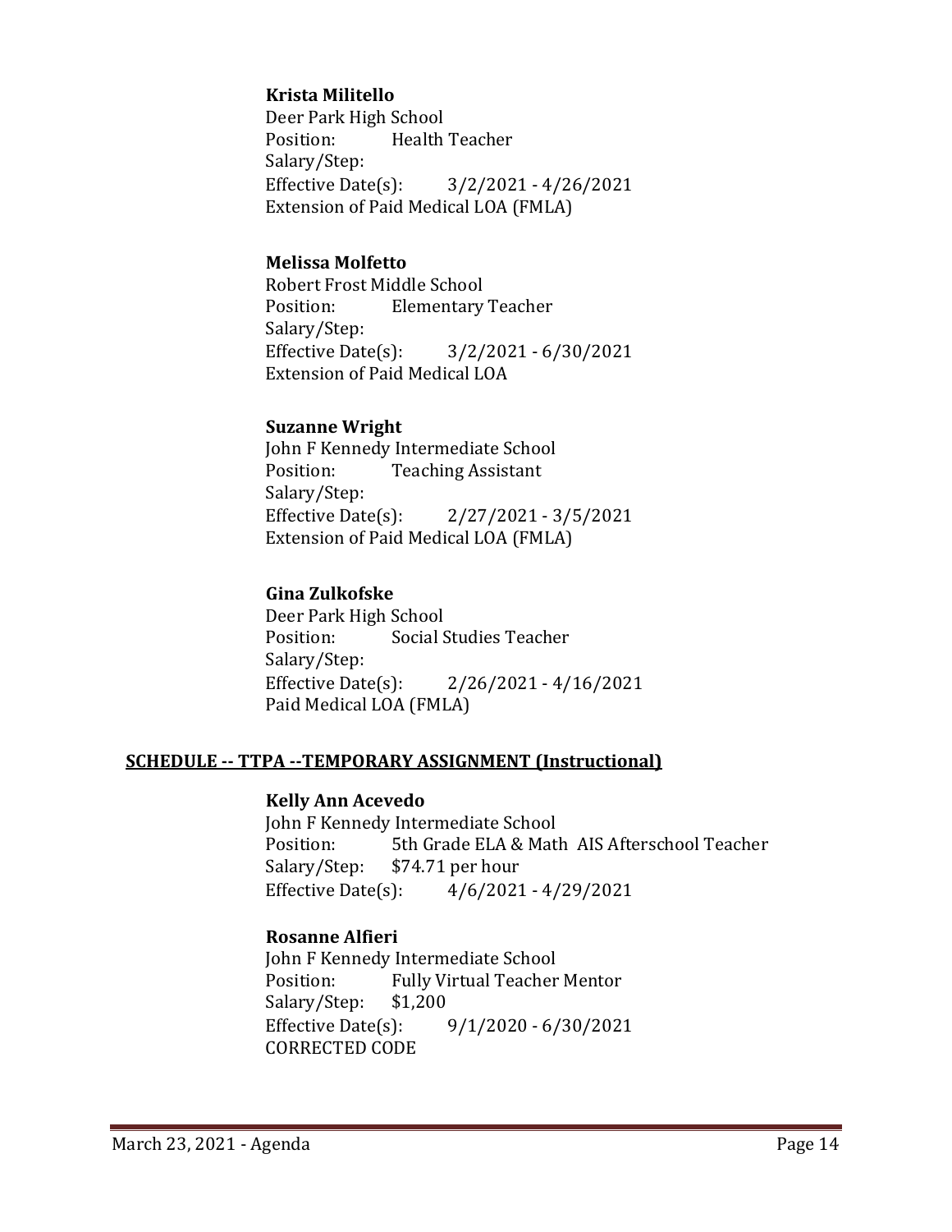**Krista Militello**
Deer Park High School
Position: Health Teacher
Salary/Step:
Effective Date(s): 3/2/2021 - 4/26/2021
Extension of Paid Medical LOA (FMLA)

**Melissa Molfetto**
Robert Frost Middle School
Position: Elementary Teacher
Salary/Step:
Effective Date(s): 3/2/2021 - 6/30/2021
Extension of Paid Medical LOA

**Suzanne Wright**
John F Kennedy Intermediate School
Position: Teaching Assistant
Salary/Step:
Effective Date(s): 2/27/2021 - 3/5/2021
Extension of Paid Medical LOA (FMLA)

**Gina Zulkofske**
Deer Park High School
Position: Social Studies Teacher
Salary/Step:
Effective Date(s): 2/26/2021 - 4/16/2021
Paid Medical LOA (FMLA)

**<u>SCHEDULE -- TTPA --TEMPORARY ASSIGNMENT (Instructional)</u>**

**Kelly Ann Acevedo**
John F Kennedy Intermediate School
Position: 5th Grade ELA & Math AIS Afterschool Teacher
Salary/Step: $74.71 per hour
Effective Date(s): 4/6/2021 - 4/29/2021

**Rosanne Alfieri**
John F Kennedy Intermediate School
Position: Fully Virtual Teacher Mentor
Salary/Step: $1,200
Effective Date(s): 9/1/2020 - 6/30/2021
CORRECTED CODE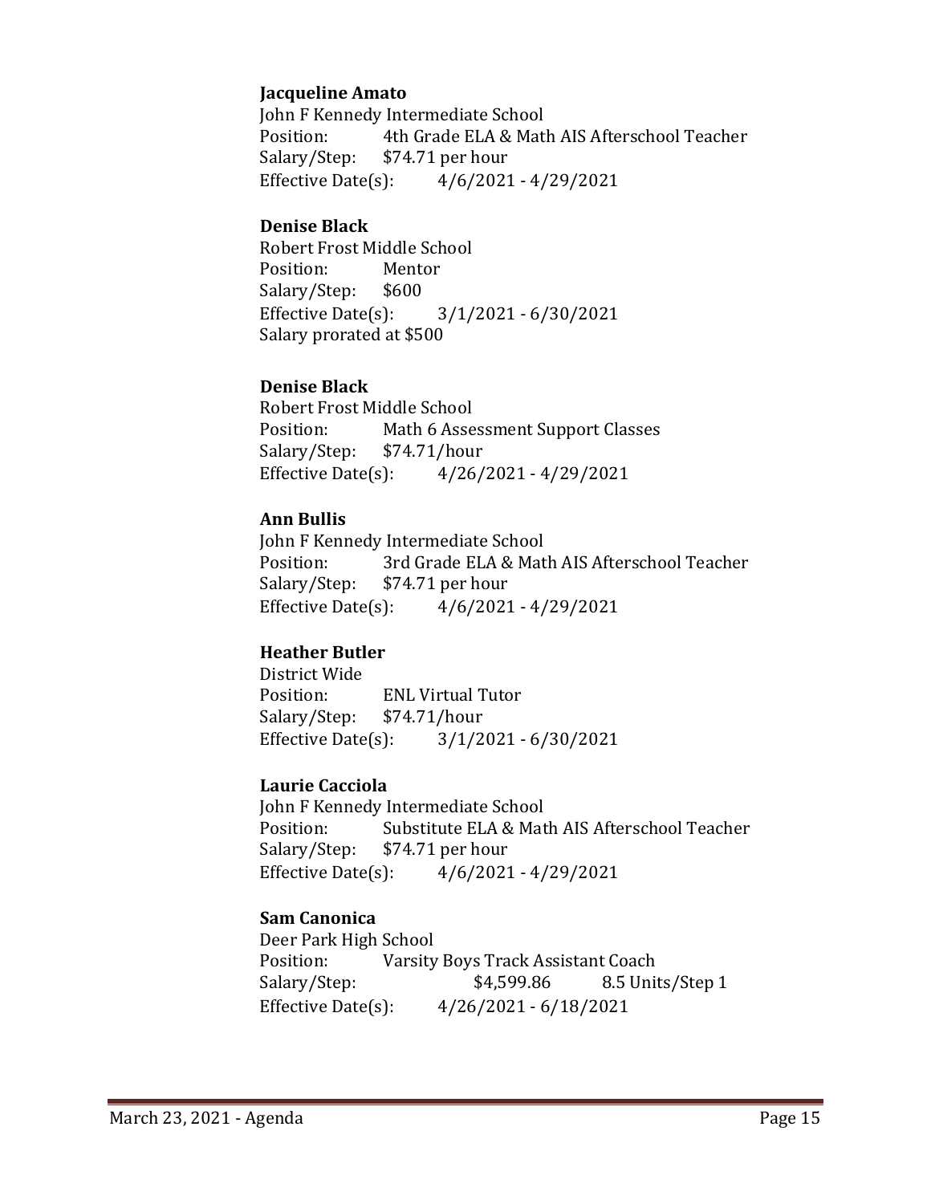**Jacqueline Amato**
John F Kennedy Intermediate School
Position: 4th Grade ELA & Math AIS Afterschool Teacher
Salary/Step: $74.71 per hour
Effective Date(s): 4/6/2021 - 4/29/2021

**Denise Black**
Robert Frost Middle School
Position: Mentor
Salary/Step: $600
Effective Date(s): 3/1/2021 - 6/30/2021
Salary prorated at $500

**Denise Black**
Robert Frost Middle School
Position: Math 6 Assessment Support Classes
Salary/Step: $74.71/hour
Effective Date(s): 4/26/2021 - 4/29/2021

**Ann Bullis**
John F Kennedy Intermediate School
Position: 3rd Grade ELA & Math AIS Afterschool Teacher
Salary/Step: $74.71 per hour
Effective Date(s): 4/6/2021 - 4/29/2021

**Heather Butler**
District Wide
Position: ENL Virtual Tutor
Salary/Step: $74.71/hour
Effective Date(s): 3/1/2021 - 6/30/2021

**Laurie Cacciola**
John F Kennedy Intermediate School
Position: Substitute ELA & Math AIS Afterschool Teacher
Salary/Step: $74.71 per hour
Effective Date(s): 4/6/2021 - 4/29/2021

**Sam Canonica**
Deer Park High School
Position: Varsity Boys Track Assistant Coach
Salary/Step: $4,599.86 8.5 Units/Step 1
Effective Date(s): 4/26/2021 - 6/18/2021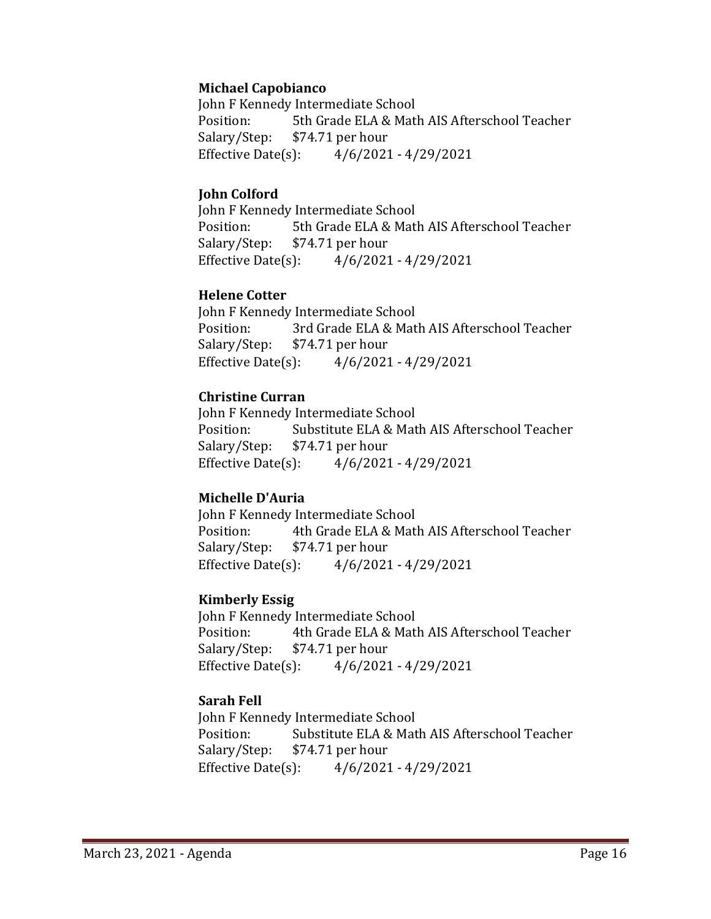**Michael Capobianco**
John F Kennedy Intermediate School
Position: 5th Grade ELA & Math AIS Afterschool Teacher
Salary/Step: $74.71 per hour
Effective Date(s): 4/6/2021 - 4/29/2021

**John Colford**
John F Kennedy Intermediate School
Position: 5th Grade ELA & Math AIS Afterschool Teacher
Salary/Step: $74.71 per hour
Effective Date(s): 4/6/2021 - 4/29/2021

**Helene Cotter**
John F Kennedy Intermediate School
Position: 3rd Grade ELA & Math AIS Afterschool Teacher
Salary/Step: $74.71 per hour
Effective Date(s): 4/6/2021 - 4/29/2021

**Christine Curran**
John F Kennedy Intermediate School
Position: Substitute ELA & Math AIS Afterschool Teacher
Salary/Step: $74.71 per hour
Effective Date(s): 4/6/2021 - 4/29/2021

**Michelle D'Auria**
John F Kennedy Intermediate School
Position: 4th Grade ELA & Math AIS Afterschool Teacher
Salary/Step: $74.71 per hour
Effective Date(s): 4/6/2021 - 4/29/2021

**Kimberly Essig**
John F Kennedy Intermediate School
Position: 4th Grade ELA & Math AIS Afterschool Teacher
Salary/Step: $74.71 per hour
Effective Date(s): 4/6/2021 - 4/29/2021

**Sarah Fell**
John F Kennedy Intermediate School
Position: Substitute ELA & Math AIS Afterschool Teacher
Salary/Step: $74.71 per hour
Effective Date(s): 4/6/2021 - 4/29/2021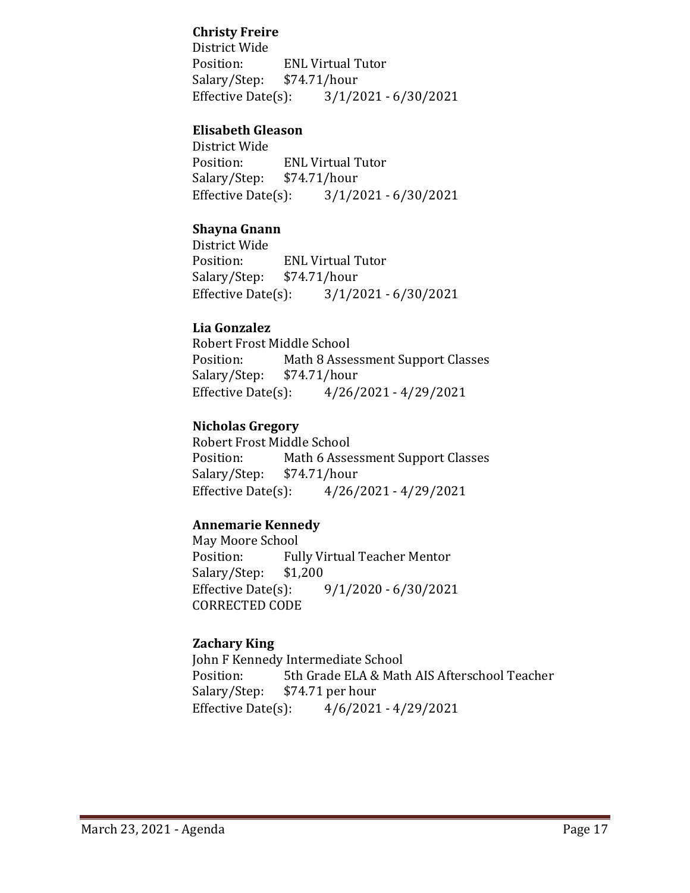**Christy Freire**
District Wide
Position: ENL Virtual Tutor
Salary/Step: $74.71/hour
Effective Date(s): 3/1/2021 - 6/30/2021

**Elisabeth Gleason**
District Wide
Position: ENL Virtual Tutor
Salary/Step: $74.71/hour
Effective Date(s): 3/1/2021 - 6/30/2021

**Shayna Gnann**
District Wide
Position: ENL Virtual Tutor
Salary/Step: $74.71/hour
Effective Date(s): 3/1/2021 - 6/30/2021

**Lia Gonzalez**
Robert Frost Middle School
Position: Math 8 Assessment Support Classes
Salary/Step: $74.71/hour
Effective Date(s): 4/26/2021 - 4/29/2021

**Nicholas Gregory**
Robert Frost Middle School
Position: Math 6 Assessment Support Classes
Salary/Step: $74.71/hour
Effective Date(s): 4/26/2021 - 4/29/2021

**Annemarie Kennedy**
May Moore School
Position: Fully Virtual Teacher Mentor
Salary/Step: $1,200
Effective Date(s): 9/1/2020 - 6/30/2021
CORRECTED CODE

**Zachary King**
John F Kennedy Intermediate School
Position: 5th Grade ELA & Math AIS Afterschool Teacher
Salary/Step: $74.71 per hour
Effective Date(s): 4/6/2021 - 4/29/2021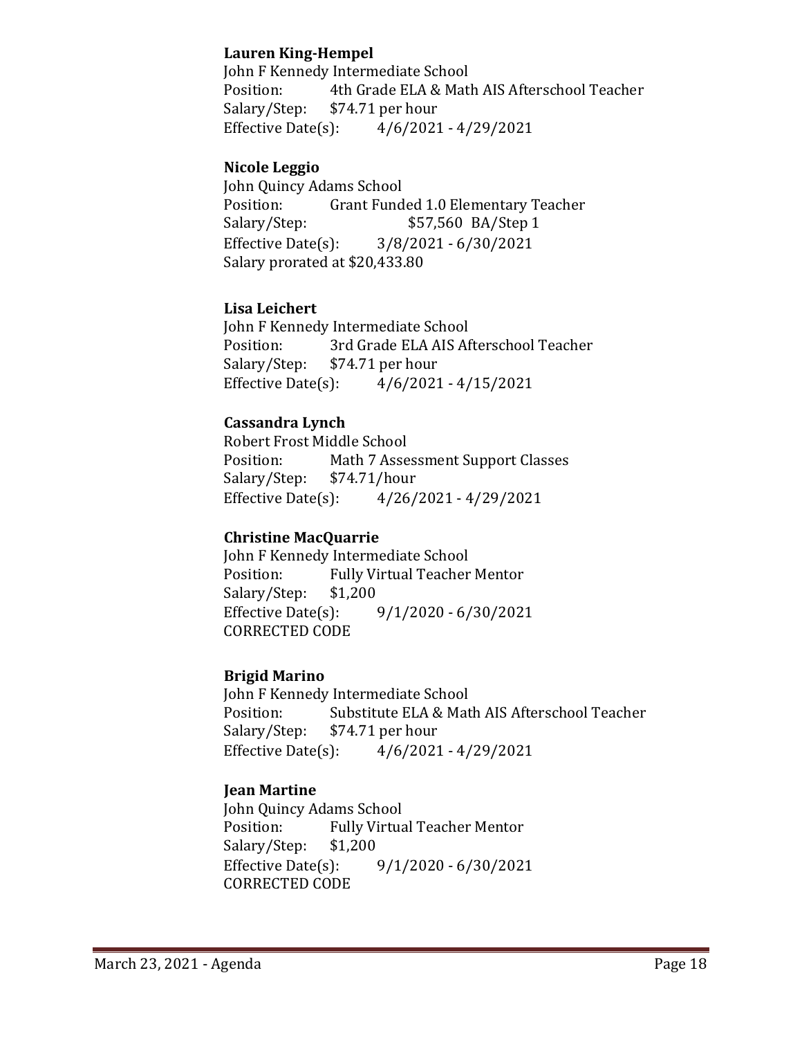**Lauren King-Hempel**
John F Kennedy Intermediate School
Position: 4th Grade ELA & Math AIS Afterschool Teacher
Salary/Step: $74.71 per hour
Effective Date(s): 4/6/2021 - 4/29/2021

**Nicole Leggio**
John Quincy Adams School
Position: Grant Funded 1.0 Elementary Teacher
Salary/Step: $57,560 BA/Step 1
Effective Date(s): 3/8/2021 - 6/30/2021
Salary prorated at $20,433.80

**Lisa Leichert**
John F Kennedy Intermediate School
Position: 3rd Grade ELA AIS Afterschool Teacher
Salary/Step: $74.71 per hour
Effective Date(s): 4/6/2021 - 4/15/2021

**Cassandra Lynch**
Robert Frost Middle School
Position: Math 7 Assessment Support Classes
Salary/Step: $74.71/hour
Effective Date(s): 4/26/2021 - 4/29/2021

**Christine MacQuarrie**
John F Kennedy Intermediate School
Position: Fully Virtual Teacher Mentor
Salary/Step: $1,200
Effective Date(s): 9/1/2020 - 6/30/2021
CORRECTED CODE

**Brigid Marino**
John F Kennedy Intermediate School
Position: Substitute ELA & Math AIS Afterschool Teacher
Salary/Step: $74.71 per hour
Effective Date(s): 4/6/2021 - 4/29/2021

**Jean Martine**
John Quincy Adams School
Position: Fully Virtual Teacher Mentor
Salary/Step: $1,200
Effective Date(s): 9/1/2020 - 6/30/2021
CORRECTED CODE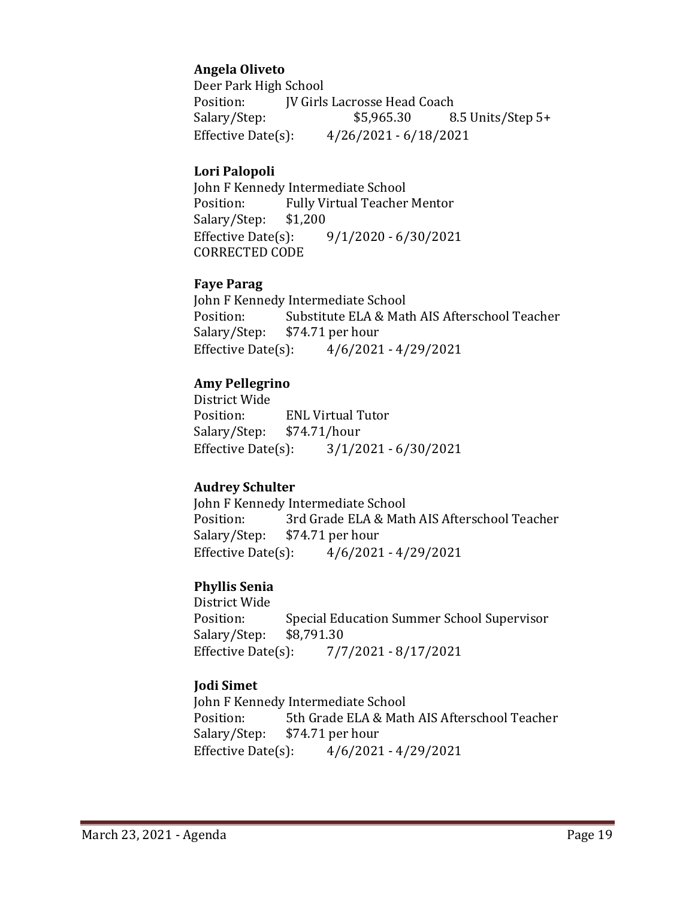**Angela Oliveto**
Deer Park High School
Position: JV Girls Lacrosse Head Coach
Salary/Step: $5,965.30 8.5 Units/Step 5+
Effective Date(s): 4/26/2021 - 6/18/2021

**Lori Palopoli**
John F Kennedy Intermediate School
Position: Fully Virtual Teacher Mentor
Salary/Step: $1,200
Effective Date(s): 9/1/2020 - 6/30/2021
CORRECTED CODE

**Faye Parag**
John F Kennedy Intermediate School
Position: Substitute ELA & Math AIS Afterschool Teacher
Salary/Step: $74.71 per hour
Effective Date(s): 4/6/2021 - 4/29/2021

**Amy Pellegrino**
District Wide
Position: ENL Virtual Tutor
Salary/Step: $74.71/hour
Effective Date(s): 3/1/2021 - 6/30/2021

**Audrey Schulter**
John F Kennedy Intermediate School
Position: 3rd Grade ELA & Math AIS Afterschool Teacher
Salary/Step: $74.71 per hour
Effective Date(s): 4/6/2021 - 4/29/2021

**Phyllis Senia**
District Wide
Position: Special Education Summer School Supervisor
Salary/Step: $8,791.30
Effective Date(s): 7/7/2021 - 8/17/2021

**Jodi Simet**
John F Kennedy Intermediate School
Position: 5th Grade ELA & Math AIS Afterschool Teacher
Salary/Step: $74.71 per hour
Effective Date(s): 4/6/2021 - 4/29/2021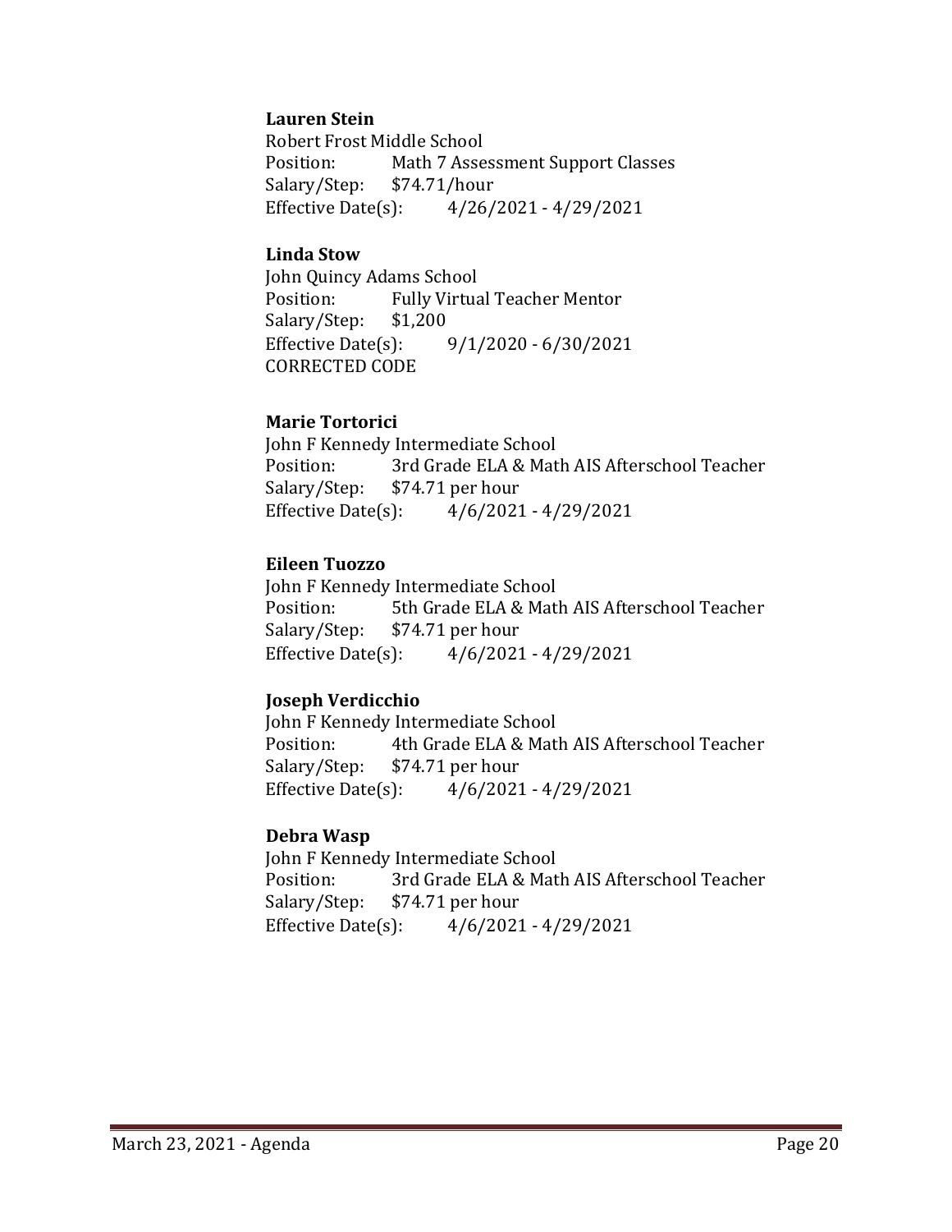**Lauren Stein**
Robert Frost Middle School
Position: Math 7 Assessment Support Classes
Salary/Step: $74.71/hour
Effective Date(s): 4/26/2021 - 4/29/2021

**Linda Stow**
John Quincy Adams School
Position: Fully Virtual Teacher Mentor
Salary/Step: $1,200
Effective Date(s): 9/1/2020 - 6/30/2021
CORRECTED CODE

**Marie Tortorici**
John F Kennedy Intermediate School
Position: 3rd Grade ELA & Math AIS Afterschool Teacher
Salary/Step: $74.71 per hour
Effective Date(s): 4/6/2021 - 4/29/2021

**Eileen Tuozzo**
John F Kennedy Intermediate School
Position: 5th Grade ELA & Math AIS Afterschool Teacher
Salary/Step: $74.71 per hour
Effective Date(s): 4/6/2021 - 4/29/2021

**Joseph Verdicchio**
John F Kennedy Intermediate School
Position: 4th Grade ELA & Math AIS Afterschool Teacher
Salary/Step: $74.71 per hour
Effective Date(s): 4/6/2021 - 4/29/2021

**Debra Wasp**
John F Kennedy Intermediate School
Position: 3rd Grade ELA & Math AIS Afterschool Teacher
Salary/Step: $74.71 per hour
Effective Date(s): 4/6/2021 - 4/29/2021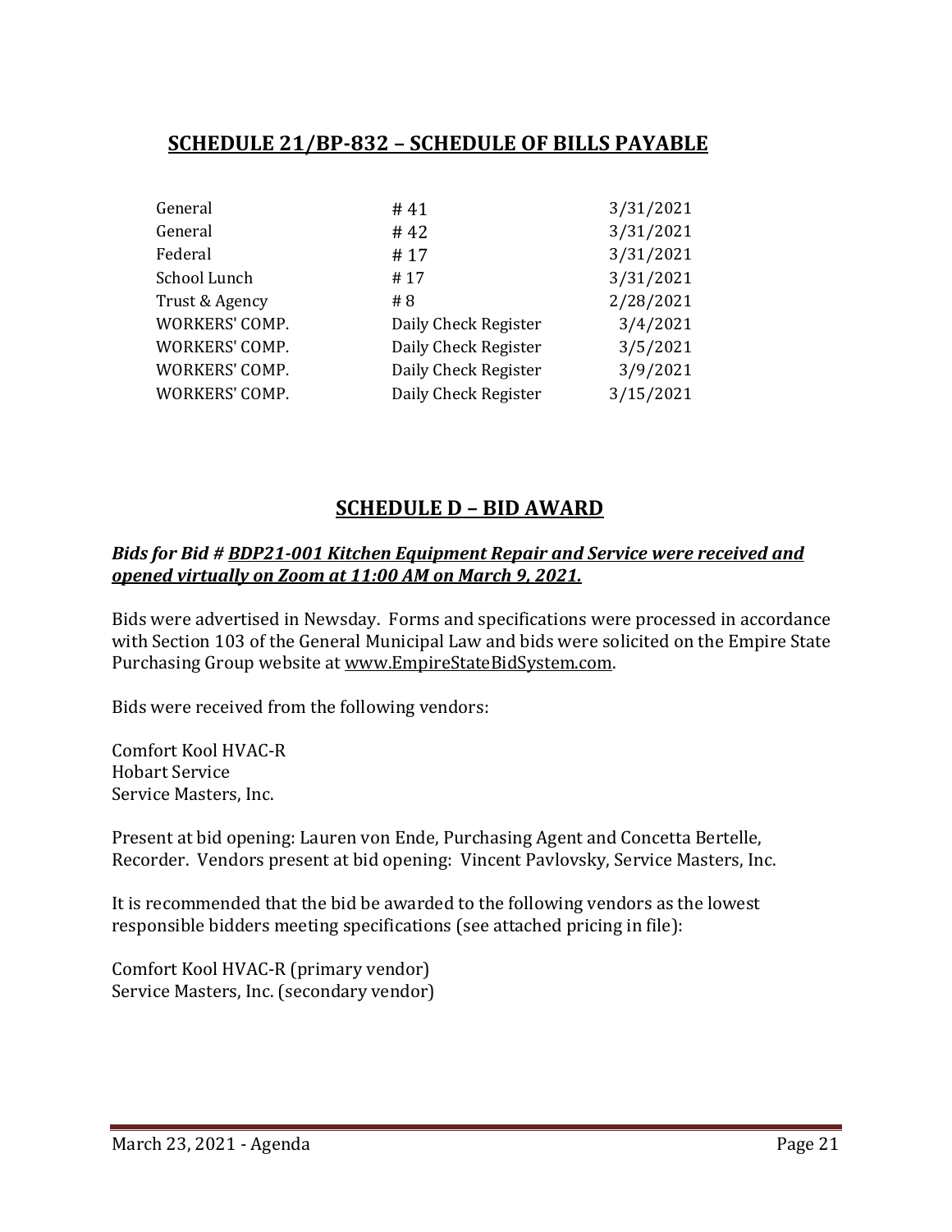## SCHEDULE 21/BP-832 – SCHEDULE OF BILLS PAYABLE

| | | |
|---|---|---|
| General | # 41 | 3/31/2021 |
| General | # 42 | 3/31/2021 |
| Federal | # 17 | 3/31/2021 |
| School Lunch | # 17 | 3/31/2021 |
| Trust & Agency | # 8 | 2/28/2021 |
| WORKERS' COMP. | Daily Check Register | 3/4/2021 |
| WORKERS' COMP. | Daily Check Register | 3/5/2021 |
| WORKERS' COMP. | Daily Check Register | 3/9/2021 |
| WORKERS' COMP. | Daily Check Register | 3/15/2021 |

## SCHEDULE D – BID AWARD

***Bids for Bid # BDP21-001 Kitchen Equipment Repair and Service were received and opened virtually on Zoom at 11:00 AM on March 9, 2021.***

Bids were advertised in Newsday. Forms and specifications were processed in accordance with Section 103 of the General Municipal Law and bids were solicited on the Empire State Purchasing Group website at www.EmpireStateBidSystem.com.

Bids were received from the following vendors:

Comfort Kool HVAC-R
Hobart Service
Service Masters, Inc.

Present at bid opening: Lauren von Ende, Purchasing Agent and Concetta Bertelle, Recorder. Vendors present at bid opening: Vincent Pavlovsky, Service Masters, Inc.

It is recommended that the bid be awarded to the following vendors as the lowest responsible bidders meeting specifications (see attached pricing in file):

Comfort Kool HVAC-R (primary vendor)
Service Masters, Inc. (secondary vendor)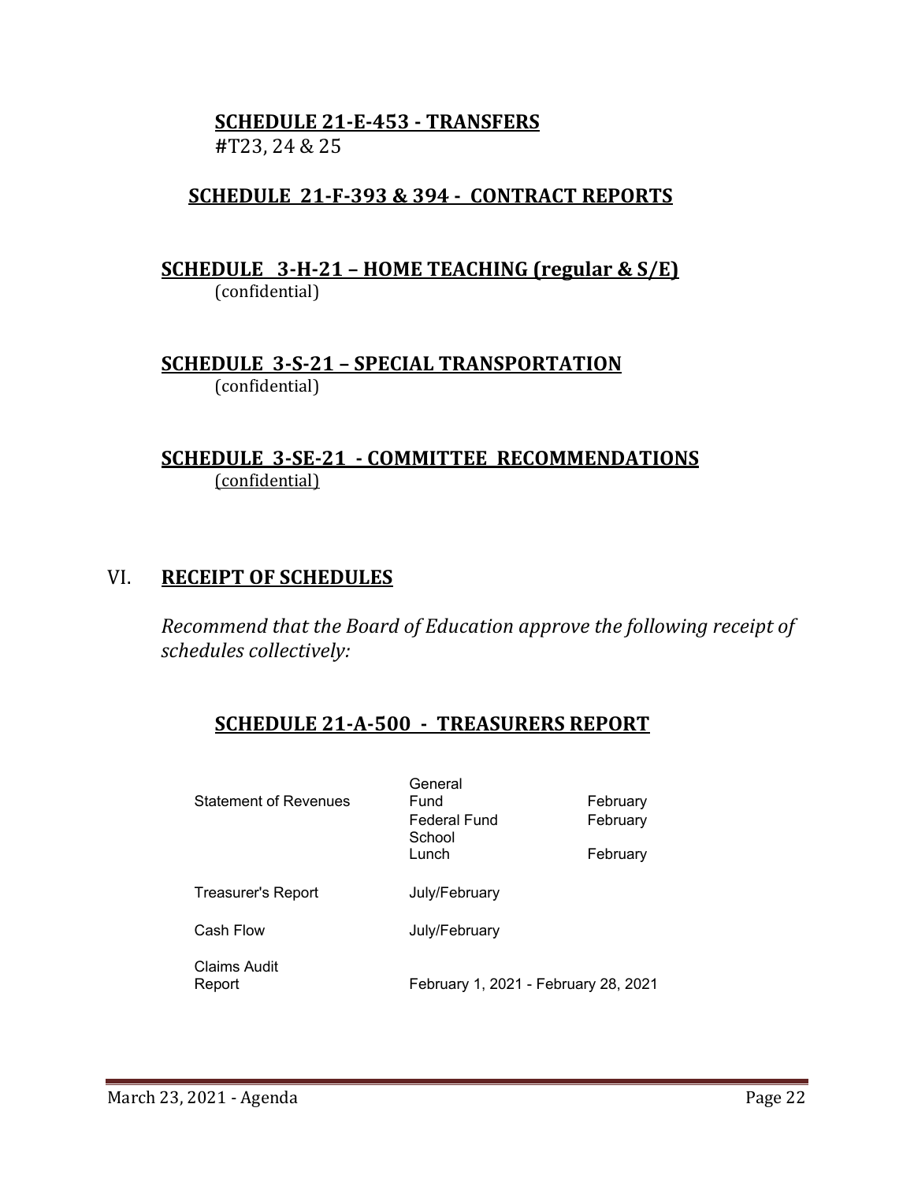**SCHEDULE 21-E-453 - TRANSFERS**
#T23, 24 & 25

**SCHEDULE 21-F-393 & 394 - CONTRACT REPORTS**

**SCHEDULE 3-H-21 – HOME TEACHING (regular & S/E)**
(confidential)

**SCHEDULE 3-S-21 – SPECIAL TRANSPORTATION**
(confidential)

**SCHEDULE 3-SE-21 - COMMITTEE RECOMMENDATIONS**
(confidential)

## VI. RECEIPT OF SCHEDULES

*Recommend that the Board of Education approve the following receipt of schedules collectively:*

**SCHEDULE 21-A-500 - TREASURERS REPORT**

| | | |
|---|---|---|
| Statement of Revenues | General Fund | February |
| | Federal Fund | February |
| | School Lunch | February |
| Treasurer's Report | July/February | |
| Cash Flow | July/February | |
| Claims Audit Report | February 1, 2021 - February 28, 2021 | |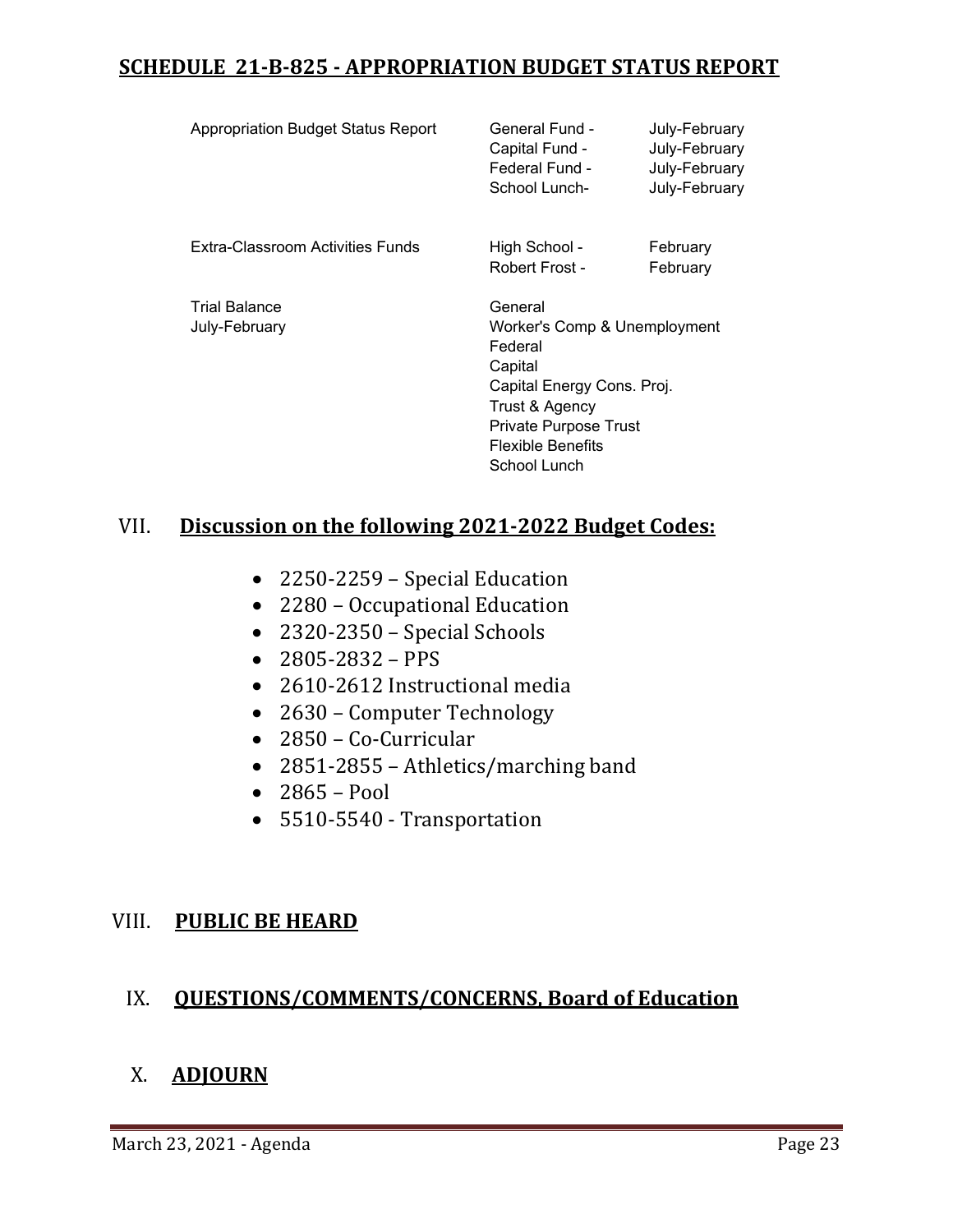## SCHEDULE 21-B-825 - APPROPRIATION BUDGET STATUS REPORT

| | | |
|---|---|---|
| Appropriation Budget Status Report | General Fund - | July-February |
| | Capital Fund - | July-February |
| | Federal Fund - | July-February |
| | School Lunch- | July-February |
| Extra-Classroom Activities Funds | High School - | February |
| | Robert Frost - | February |
| Trial Balance | General | |
| July-February | Worker's Comp & Unemployment | |
| | Federal | |
| | Capital | |
| | Capital Energy Cons. Proj. | |
| | Trust & Agency | |
| | Private Purpose Trust | |
| | Flexible Benefits | |
| | School Lunch | |

## VII. Discussion on the following 2021-2022 Budget Codes:

- 2250-2259 – Special Education
- 2280 – Occupational Education
- 2320-2350 – Special Schools
- 2805-2832 – PPS
- 2610-2612 Instructional media
- 2630 – Computer Technology
- 2850 – Co-Curricular
- 2851-2855 – Athletics/marching band
- 2865 – Pool
- 5510-5540 - Transportation

## VIII. PUBLIC BE HEARD

## IX. QUESTIONS/COMMENTS/CONCERNS, Board of Education

## X. ADJOURN